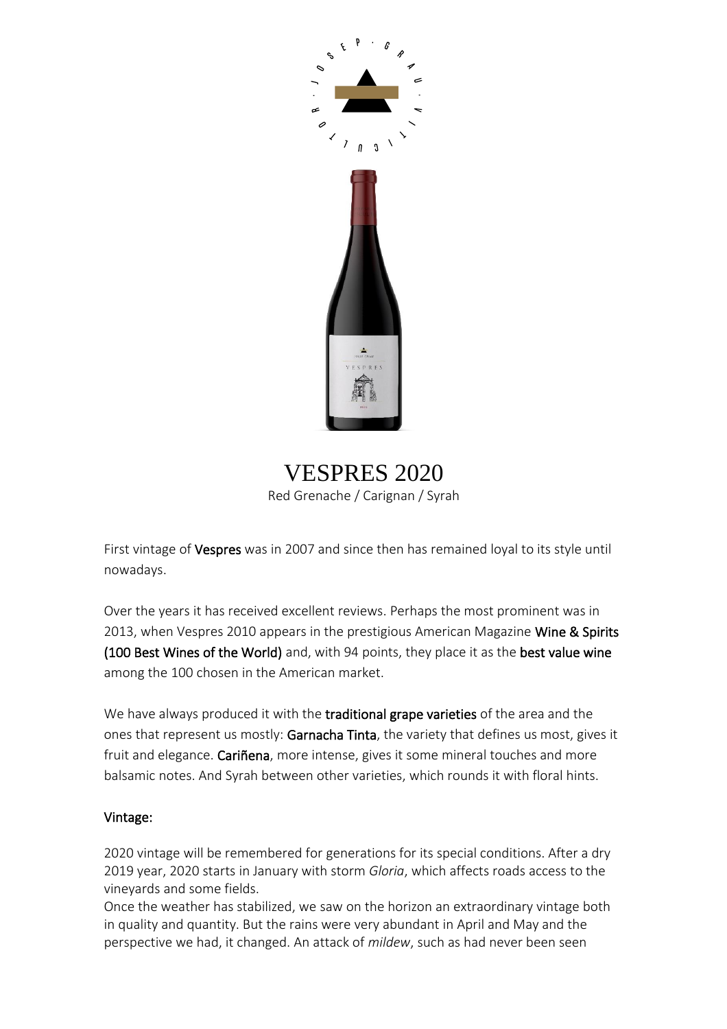# VESPRES 2020

Red Grenache / Carignan / Syrah

First vintage of **Vespres** was in 2007 and since then has remained loyal to its style until nowadays.

Over the years it has received excellent reviews. Perhaps the most prominent was in 2013, when Vespres 2010 appears in the prestigious American Magazine **Wine & Spirits (100 Best Wines of the World)** and, with 94 points, they place it as the **best value wine** among the 100 chosen in the American market.

We have always produced it with the **traditional grape varieties** of the area and the ones that represent us mostly: **Garnacha Tinta**, the variety that defines us most, gives it fruit and elegance. **Cariñena**, more intense, gives it some mineral touches and more balsamic notes. And Syrah between other varieties, which rounds it with floral hints.

## Vintage:

2020 vintage will be remembered for generations for its special conditions. After a dry 2019 year, 2020 starts in January with storm *Gloria*, which affects roads access to the vineyards and some fields.

Once the weather has stabilized, we saw on the horizon an extraordinary vintage both in quality and quantity. But the rains were very abundant in April and May and the perspective we had, it changed. An attack of *mildew*, such as had never been seen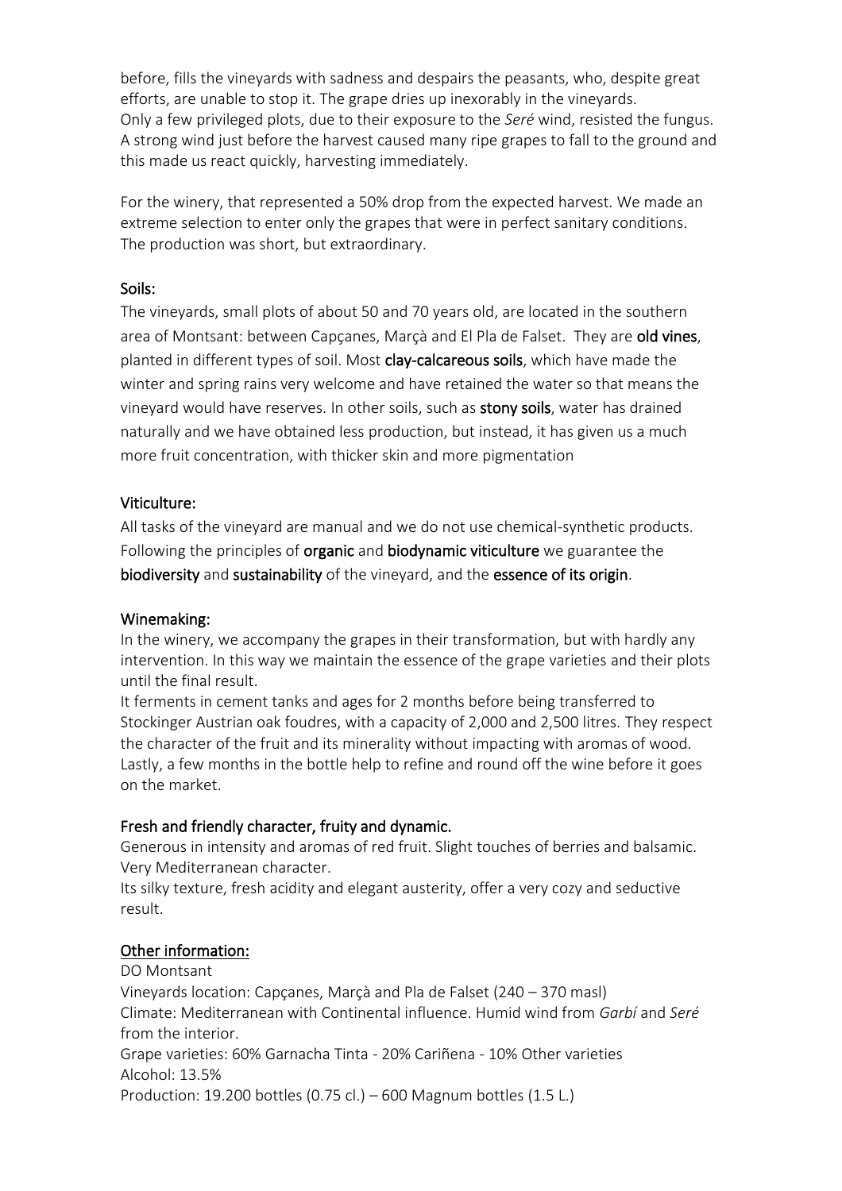before, fills the vineyards with sadness and despairs the peasants, who, despite great efforts, are unable to stop it. The grape dries up inexorably in the vineyards.
Only a few privileged plots, due to their exposure to the *Seré* wind, resisted the fungus. A strong wind just before the harvest caused many ripe grapes to fall to the ground and this made us react quickly, harvesting immediately.

For the winery, that represented a 50% drop from the expected harvest. We made an extreme selection to enter only the grapes that were in perfect sanitary conditions. The production was short, but extraordinary.

## Soils:

The vineyards, small plots of about 50 and 70 years old, are located in the southern area of Montsant: between Capçanes, Marçà and El Pla de Falset. They are **old vines**, planted in different types of soil. Most **clay-calcareous soils**, which have made the winter and spring rains very welcome and have retained the water so that means the vineyard would have reserves. In other soils, such as **stony soils**, water has drained naturally and we have obtained less production, but instead, it has given us a much more fruit concentration, with thicker skin and more pigmentation

## Viticulture:

All tasks of the vineyard are manual and we do not use chemical-synthetic products. Following the principles of **organic** and **biodynamic viticulture** we guarantee the **biodiversity** and **sustainability** of the vineyard, and the **essence of its origin**.

## Winemaking:

In the winery, we accompany the grapes in their transformation, but with hardly any intervention. In this way we maintain the essence of the grape varieties and their plots until the final result.
It ferments in cement tanks and ages for 2 months before being transferred to Stockinger Austrian oak foudres, with a capacity of 2,000 and 2,500 litres. They respect the character of the fruit and its minerality without impacting with aromas of wood. Lastly, a few months in the bottle help to refine and round off the wine before it goes on the market.

## Fresh and friendly character, fruity and dynamic.

Generous in intensity and aromas of red fruit. Slight touches of berries and balsamic. Very Mediterranean character.
Its silky texture, fresh acidity and elegant austerity, offer a very cozy and seductive result.

## Other information:

DO Montsant
Vineyards location: Capçanes, Marçà and Pla de Falset (240 – 370 masl)
Climate: Mediterranean with Continental influence. Humid wind from *Garbí* and *Seré* from the interior.
Grape varieties: 60% Garnacha Tinta - 20% Cariñena - 10% Other varieties
Alcohol: 13.5%
Production: 19.200 bottles (0.75 cl.) – 600 Magnum bottles (1.5 L.)